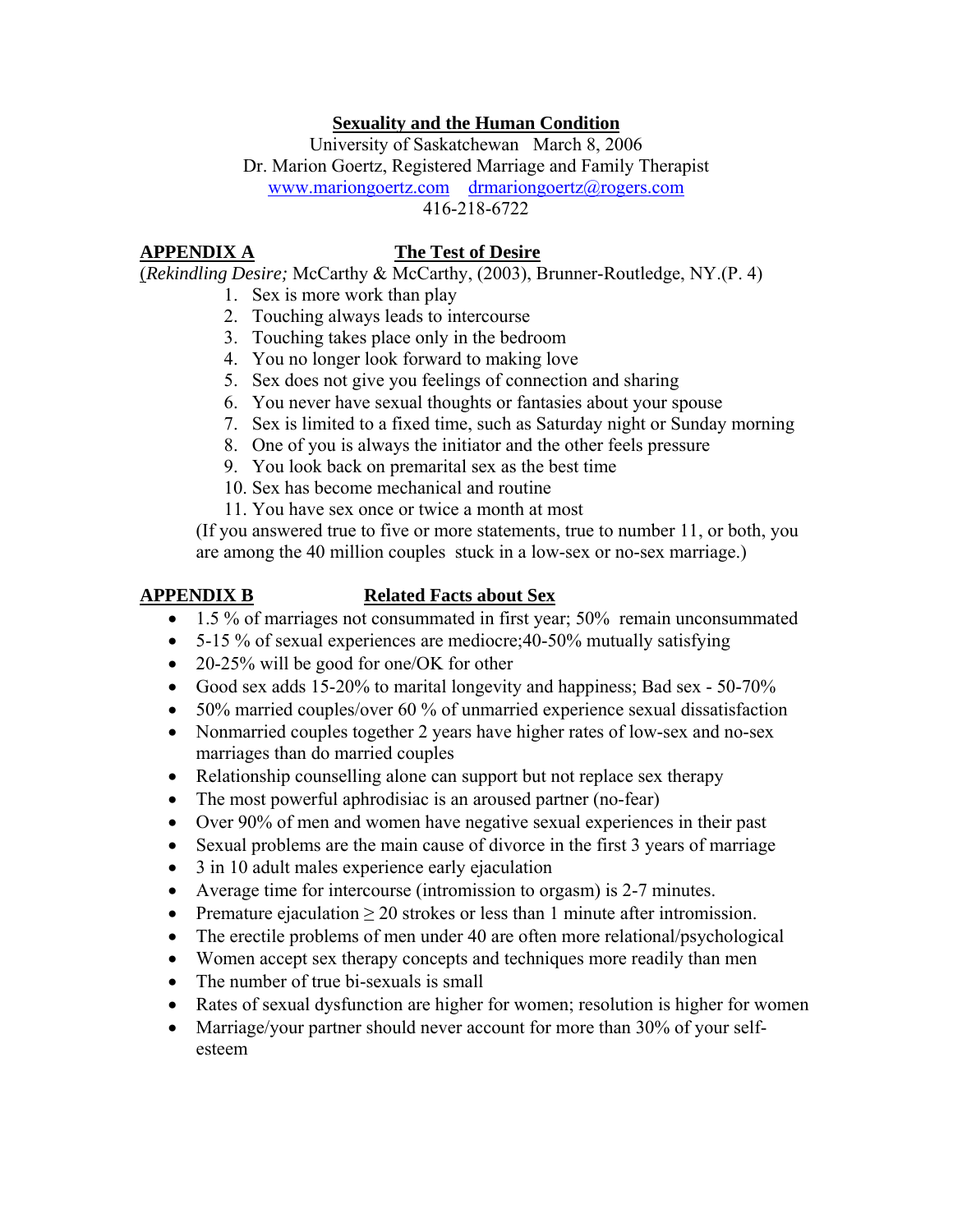# Sexuality and the Human Condition

University of Saskatchewan March 8, 2006
Dr. Marion Goertz, Registered Marriage and Family Therapist
www.mariongoertz.com drmariongoertz@rogers.com
416-218-6722

## APPENDIX A — The Test of Desire

(*Rekindling Desire;* McCarthy & McCarthy, (2003), Brunner-Routledge, NY.(P. 4)

1. Sex is more work than play
2. Touching always leads to intercourse
3. Touching takes place only in the bedroom
4. You no longer look forward to making love
5. Sex does not give you feelings of connection and sharing
6. You never have sexual thoughts or fantasies about your spouse
7. Sex is limited to a fixed time, such as Saturday night or Sunday morning
8. One of you is always the initiator and the other feels pressure
9. You look back on premarital sex as the best time
10. Sex has become mechanical and routine
11. You have sex once or twice a month at most

(If you answered true to five or more statements, true to number 11, or both, you are among the 40 million couples stuck in a low-sex or no-sex marriage.)

## APPENDIX B — Related Facts about Sex

- 1.5 % of marriages not consummated in first year; 50% remain unconsummated
- 5-15 % of sexual experiences are mediocre;40-50% mutually satisfying
- 20-25% will be good for one/OK for other
- Good sex adds 15-20% to marital longevity and happiness; Bad sex - 50-70%
- 50% married couples/over 60 % of unmarried experience sexual dissatisfaction
- Nonmarried couples together 2 years have higher rates of low-sex and no-sex marriages than do married couples
- Relationship counselling alone can support but not replace sex therapy
- The most powerful aphrodisiac is an aroused partner (no-fear)
- Over 90% of men and women have negative sexual experiences in their past
- Sexual problems are the main cause of divorce in the first 3 years of marriage
- 3 in 10 adult males experience early ejaculation
- Average time for intercourse (intromission to orgasm) is 2-7 minutes.
- Premature ejaculation ≥ 20 strokes or less than 1 minute after intromission.
- The erectile problems of men under 40 are often more relational/psychological
- Women accept sex therapy concepts and techniques more readily than men
- The number of true bi-sexuals is small
- Rates of sexual dysfunction are higher for women; resolution is higher for women
- Marriage/your partner should never account for more than 30% of your self-esteem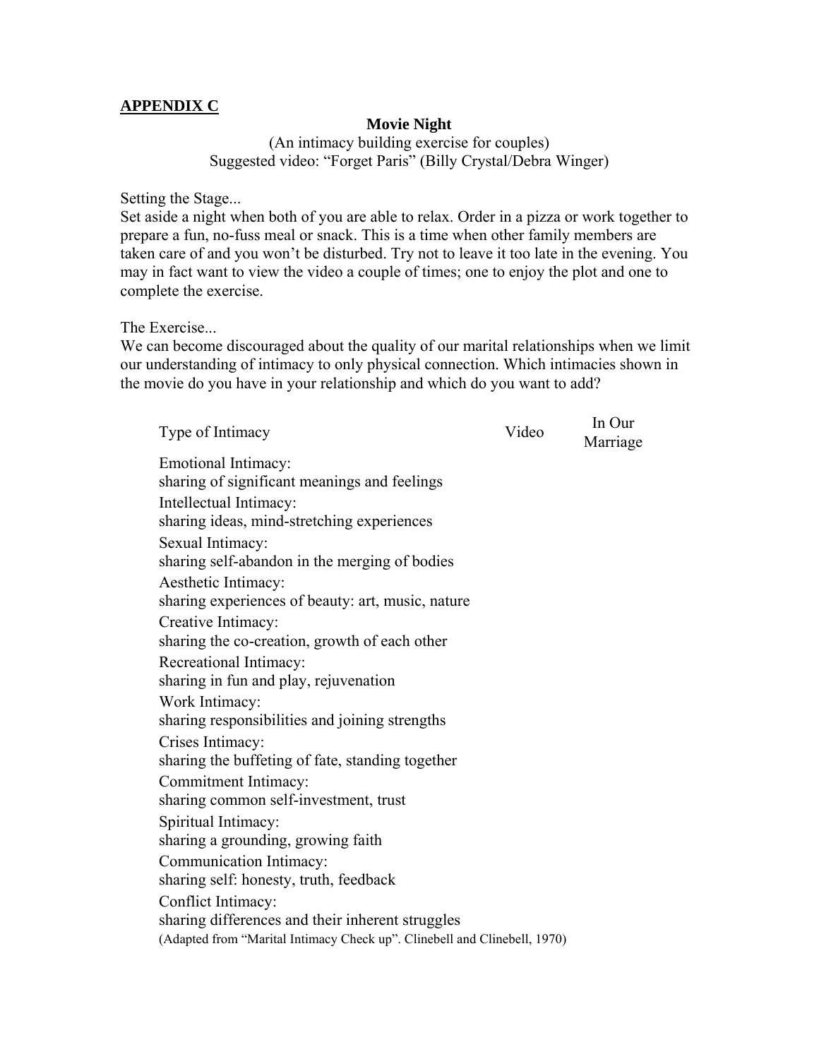**APPENDIX C**

**Movie Night**

(An intimacy building exercise for couples)
Suggested video: "Forget Paris" (Billy Crystal/Debra Winger)

Setting the Stage...
Set aside a night when both of you are able to relax. Order in a pizza or work together to prepare a fun, no-fuss meal or snack. This is a time when other family members are taken care of and you won't be disturbed. Try not to leave it too late in the evening. You may in fact want to view the video a couple of times; one to enjoy the plot and one to complete the exercise.

The Exercise...
We can become discouraged about the quality of our marital relationships when we limit our understanding of intimacy to only physical connection. Which intimacies shown in the movie do you have in your relationship and which do you want to add?

| Type of Intimacy | Video | In Our Marriage |
| --- | --- | --- |
| Emotional Intimacy: sharing of significant meanings and feelings | | |
| Intellectual Intimacy: sharing ideas, mind-stretching experiences | | |
| Sexual Intimacy: sharing self-abandon in the merging of bodies | | |
| Aesthetic Intimacy: sharing experiences of beauty: art, music, nature | | |
| Creative Intimacy: sharing the co-creation, growth of each other | | |
| Recreational Intimacy: sharing in fun and play, rejuvenation | | |
| Work Intimacy: sharing responsibilities and joining strengths | | |
| Crises Intimacy: sharing the buffeting of fate, standing together | | |
| Commitment Intimacy: sharing common self-investment, trust | | |
| Spiritual Intimacy: sharing a grounding, growing faith | | |
| Communication Intimacy: sharing self: honesty, truth, feedback | | |
| Conflict Intimacy: sharing differences and their inherent struggles | | |

(Adapted from "Marital Intimacy Check up". Clinebell and Clinebell, 1970)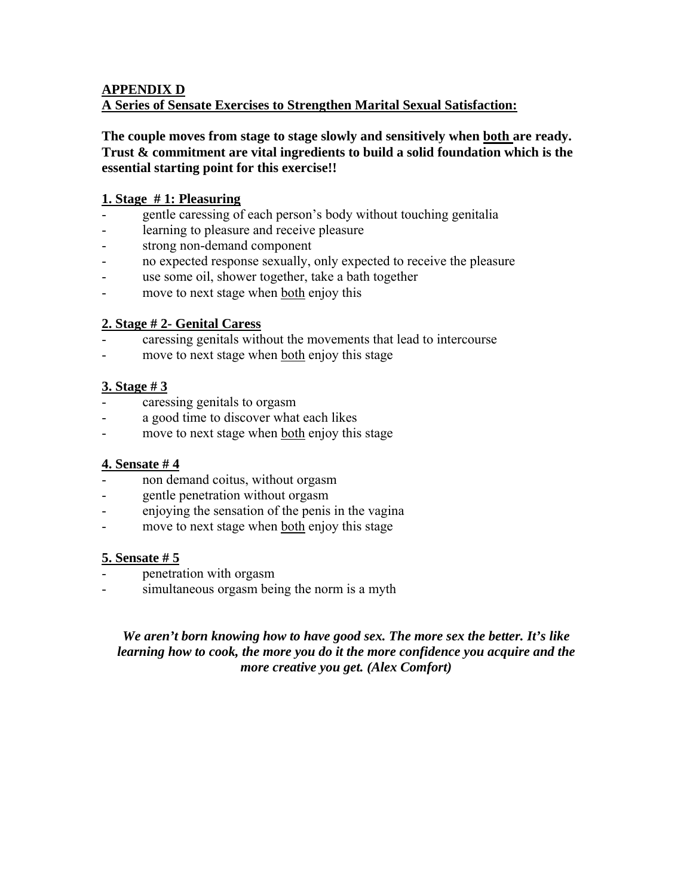## APPENDIX D
## A Series of Sensate Exercises to Strengthen Marital Sexual Satisfaction:

**The couple moves from stage to stage slowly and sensitively when both are ready. Trust & commitment are vital ingredients to build a solid foundation which is the essential starting point for this exercise!!**

### 1. Stage # 1: Pleasuring

- gentle caressing of each person's body without touching genitalia
- learning to pleasure and receive pleasure
- strong non-demand component
- no expected response sexually, only expected to receive the pleasure
- use some oil, shower together, take a bath together
- move to next stage when both enjoy this

### 2. Stage # 2- Genital Caress

- caressing genitals without the movements that lead to intercourse
- move to next stage when both enjoy this stage

### 3. Stage # 3

- caressing genitals to orgasm
- a good time to discover what each likes
- move to next stage when both enjoy this stage

### 4. Sensate # 4

- non demand coitus, without orgasm
- gentle penetration without orgasm
- enjoying the sensation of the penis in the vagina
- move to next stage when both enjoy this stage

### 5. Sensate # 5

- penetration with orgasm
- simultaneous orgasm being the norm is a myth

***We aren't born knowing how to have good sex. The more sex the better. It's like learning how to cook, the more you do it the more confidence you acquire and the more creative you get. (Alex Comfort)***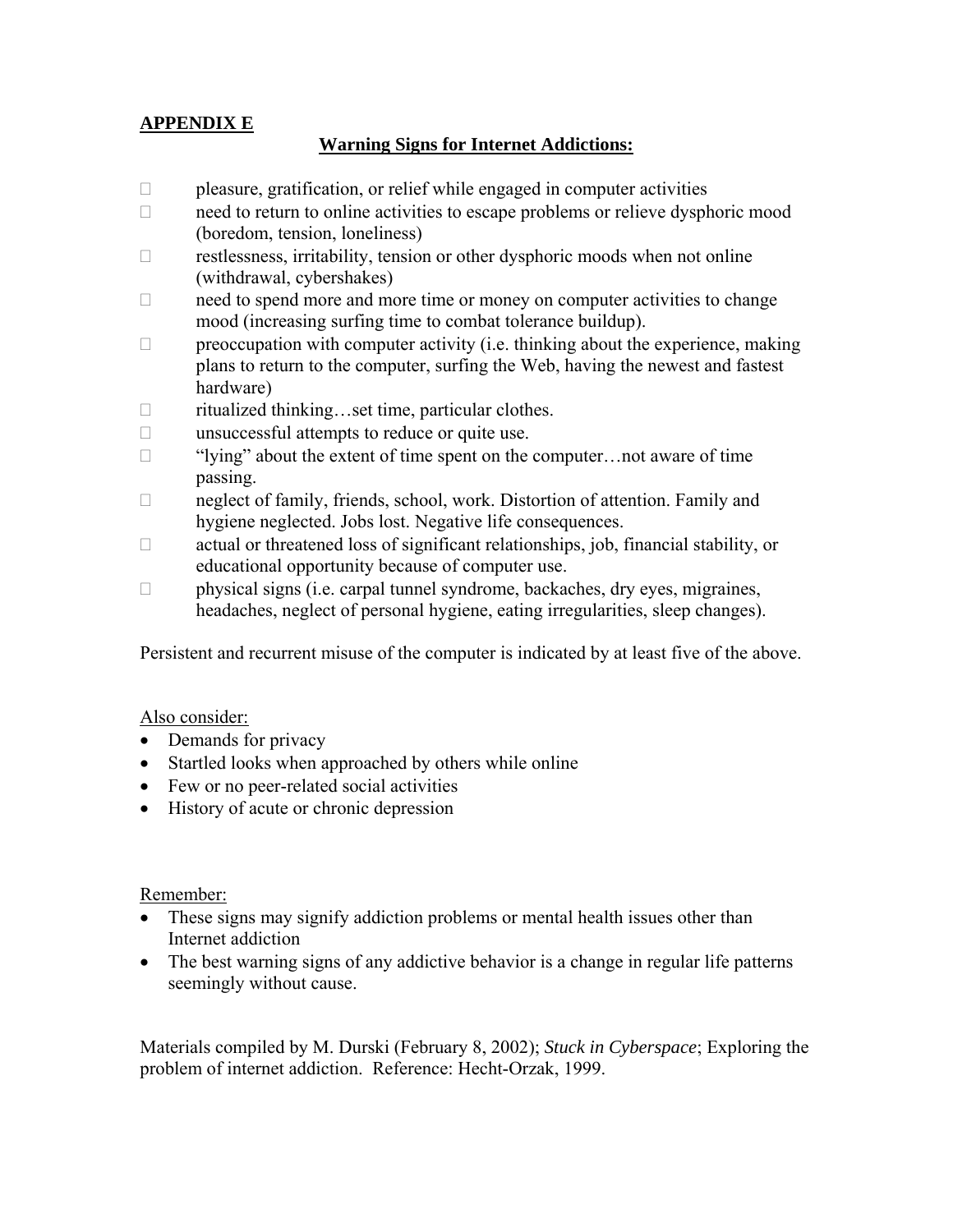**APPENDIX E**

## Warning Signs for Internet Addictions:

- pleasure, gratification, or relief while engaged in computer activities
- need to return to online activities to escape problems or relieve dysphoric mood (boredom, tension, loneliness)
- restlessness, irritability, tension or other dysphoric moods when not online (withdrawal, cybershakes)
- need to spend more and more time or money on computer activities to change mood (increasing surfing time to combat tolerance buildup).
- preoccupation with computer activity (i.e. thinking about the experience, making plans to return to the computer, surfing the Web, having the newest and fastest hardware)
- ritualized thinking…set time, particular clothes.
- unsuccessful attempts to reduce or quite use.
- "lying" about the extent of time spent on the computer…not aware of time passing.
- neglect of family, friends, school, work. Distortion of attention. Family and hygiene neglected. Jobs lost. Negative life consequences.
- actual or threatened loss of significant relationships, job, financial stability, or educational opportunity because of computer use.
- physical signs (i.e. carpal tunnel syndrome, backaches, dry eyes, migraines, headaches, neglect of personal hygiene, eating irregularities, sleep changes).

Persistent and recurrent misuse of the computer is indicated by at least five of the above.

Also consider:

- Demands for privacy
- Startled looks when approached by others while online
- Few or no peer-related social activities
- History of acute or chronic depression

Remember:

- These signs may signify addiction problems or mental health issues other than Internet addiction
- The best warning signs of any addictive behavior is a change in regular life patterns seemingly without cause.

Materials compiled by M. Durski (February 8, 2002); *Stuck in Cyberspace*; Exploring the problem of internet addiction. Reference: Hecht-Orzak, 1999.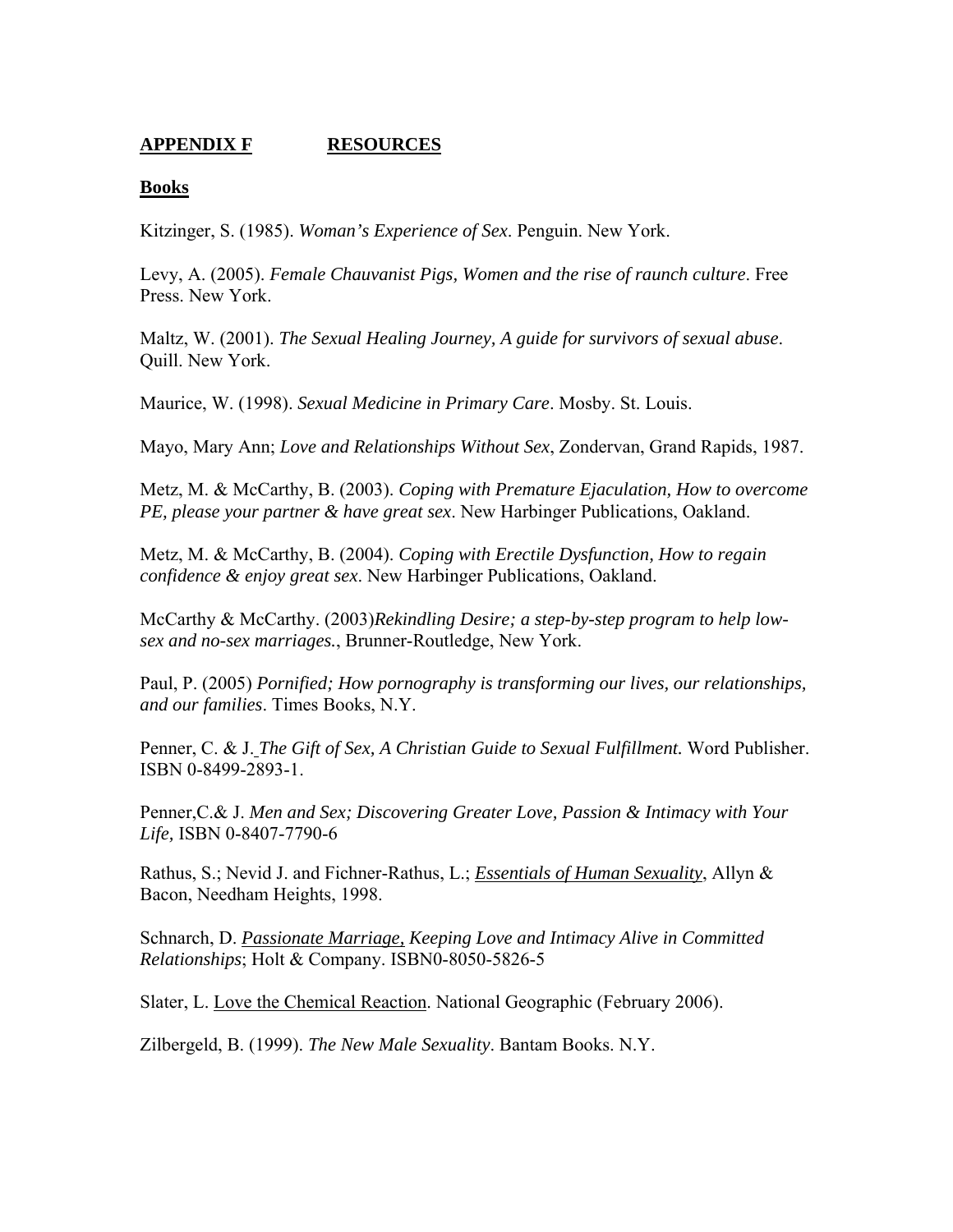## **APPENDIX F RESOURCES**

### **Books**

Kitzinger, S. (1985). *Woman's Experience of Sex*. Penguin. New York.

Levy, A. (2005). *Female Chauvanist Pigs, Women and the rise of raunch culture*. Free Press. New York.

Maltz, W. (2001). *The Sexual Healing Journey, A guide for survivors of sexual abuse*. Quill. New York.

Maurice, W. (1998). *Sexual Medicine in Primary Care*. Mosby. St. Louis.

Mayo, Mary Ann; *Love and Relationships Without Sex*, Zondervan, Grand Rapids, 1987.

Metz, M. & McCarthy, B. (2003). *Coping with Premature Ejaculation, How to overcome PE, please your partner & have great sex*. New Harbinger Publications, Oakland.

Metz, M. & McCarthy, B. (2004). *Coping with Erectile Dysfunction, How to regain confidence & enjoy great sex*. New Harbinger Publications, Oakland.

McCarthy & McCarthy. (2003)*Rekindling Desire; a step-by-step program to help low-sex and no-sex marriages.*, Brunner-Routledge, New York.

Paul, P. (2005) *Pornified; How pornography is transforming our lives, our relationships, and our families*. Times Books, N.Y.

Penner, C. & J. *The Gift of Sex, A Christian Guide to Sexual Fulfillment.* Word Publisher. ISBN 0-8499-2893-1.

Penner,C.& J. *Men and Sex; Discovering Greater Love, Passion & Intimacy with Your Life,* ISBN 0-8407-7790-6

Rathus, S.; Nevid J. and Fichner-Rathus, L.; *Essentials of Human Sexuality*, Allyn & Bacon, Needham Heights, 1998.

Schnarch, D. *Passionate Marriage, Keeping Love and Intimacy Alive in Committed Relationships*; Holt & Company. ISBN0-8050-5826-5

Slater, L. Love the Chemical Reaction. National Geographic (February 2006).

Zilbergeld, B. (1999). *The New Male Sexuality*. Bantam Books. N.Y.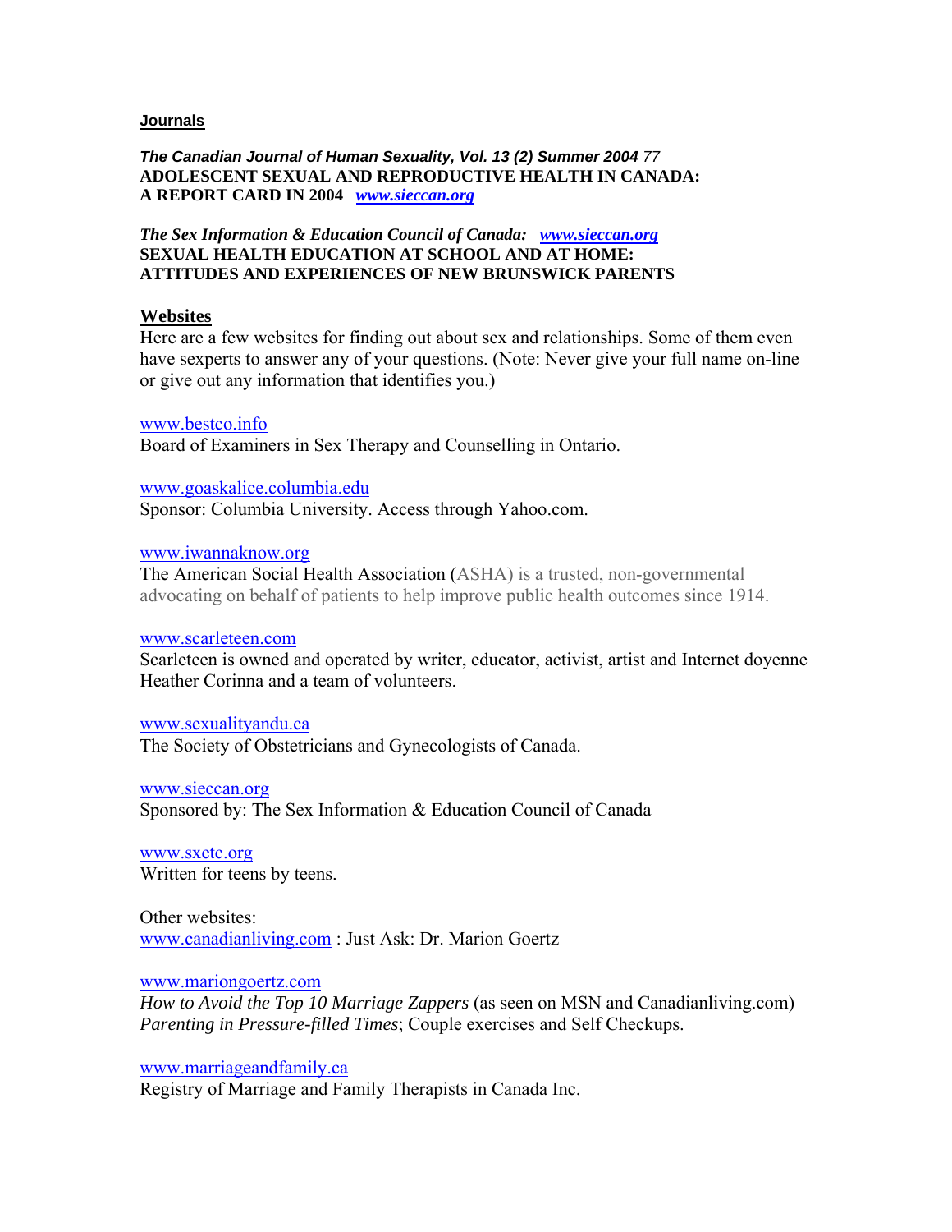**Journals**

***The Canadian Journal of Human Sexuality, Vol. 13 (2) Summer 2004*** *77*
**ADOLESCENT SEXUAL AND REPRODUCTIVE HEALTH IN CANADA: A REPORT CARD IN 2004** ***www.sieccan.org***

***The Sex Information & Education Council of Canada:*** ***www.sieccan.org***
**SEXUAL HEALTH EDUCATION AT SCHOOL AND AT HOME: ATTITUDES AND EXPERIENCES OF NEW BRUNSWICK PARENTS**

## Websites

Here are a few websites for finding out about sex and relationships. Some of them even have sexperts to answer any of your questions. (Note: Never give your full name on-line or give out any information that identifies you.)

www.bestco.info
Board of Examiners in Sex Therapy and Counselling in Ontario.

www.goaskalice.columbia.edu
Sponsor: Columbia University. Access through Yahoo.com.

www.iwannaknow.org
The American Social Health Association (ASHA) is a trusted, non-governmental advocating on behalf of patients to help improve public health outcomes since 1914.

www.scarleteen.com
Scarleteen is owned and operated by writer, educator, activist, artist and Internet doyenne Heather Corinna and a team of volunteers.

www.sexualityandu.ca
The Society of Obstetricians and Gynecologists of Canada.

www.sieccan.org
Sponsored by: The Sex Information & Education Council of Canada

www.sxetc.org
Written for teens by teens.

Other websites:
www.canadianliving.com : Just Ask: Dr. Marion Goertz

www.mariongoertz.com
*How to Avoid the Top 10 Marriage Zappers* (as seen on MSN and Canadianliving.com) *Parenting in Pressure-filled Times*; Couple exercises and Self Checkups.

www.marriageandfamily.ca
Registry of Marriage and Family Therapists in Canada Inc.